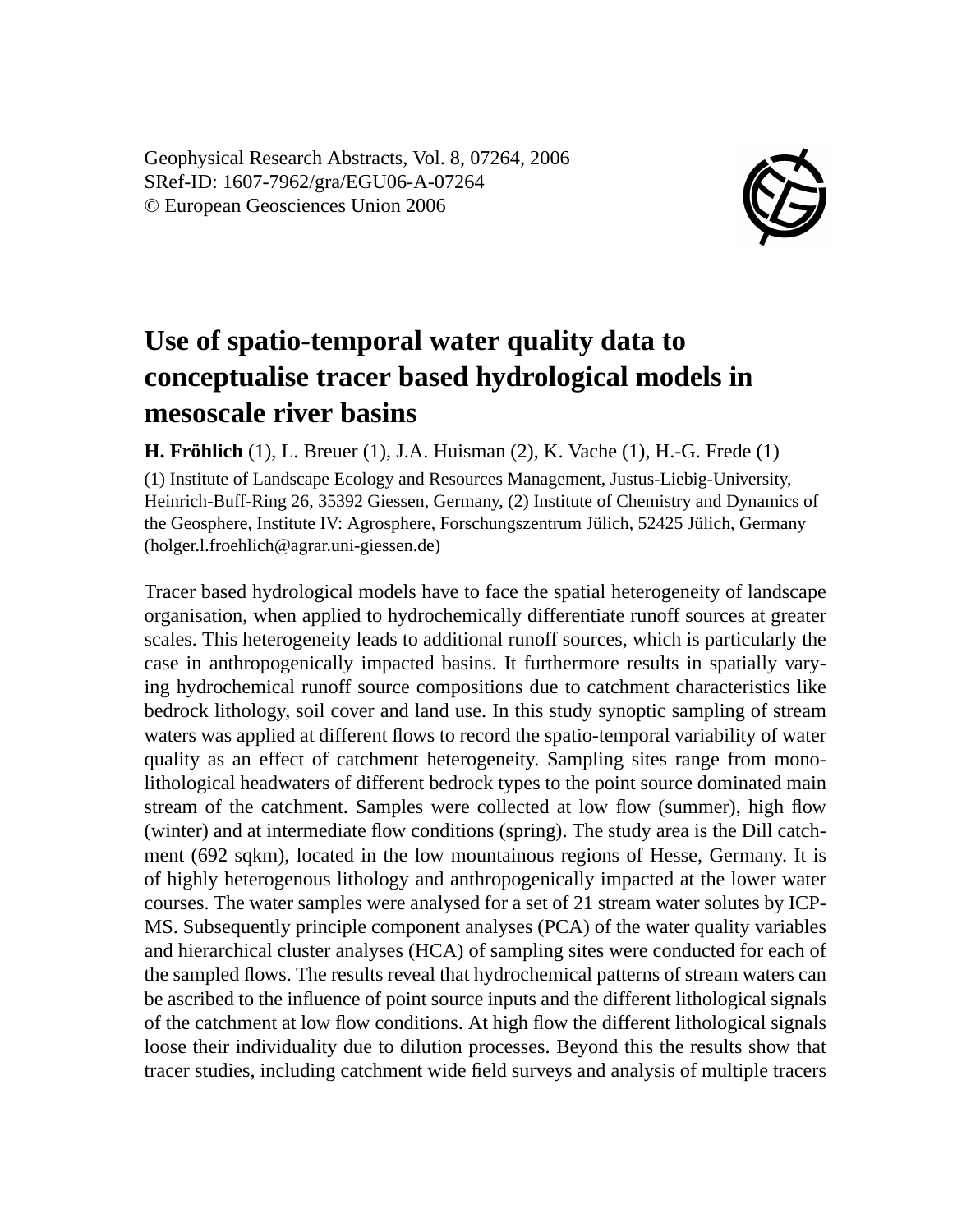Geophysical Research Abstracts, Vol. 8, 07264, 2006
SRef-ID: 1607-7962/gra/EGU06-A-07264
© European Geosciences Union 2006

# Use of spatio-temporal water quality data to conceptualise tracer based hydrological models in mesoscale river basins

**H. Fröhlich** (1), L. Breuer (1), J.A. Huisman (2), K. Vache (1), H.-G. Frede (1)

(1) Institute of Landscape Ecology and Resources Management, Justus-Liebig-University, Heinrich-Buff-Ring 26, 35392 Giessen, Germany, (2) Institute of Chemistry and Dynamics of the Geosphere, Institute IV: Agrosphere, Forschungszentrum Jülich, 52425 Jülich, Germany (holger.l.froehlich@agrar.uni-giessen.de)

Tracer based hydrological models have to face the spatial heterogeneity of landscape organisation, when applied to hydrochemically differentiate runoff sources at greater scales. This heterogeneity leads to additional runoff sources, which is particularly the case in anthropogenically impacted basins. It furthermore results in spatially varying hydrochemical runoff source compositions due to catchment characteristics like bedrock lithology, soil cover and land use. In this study synoptic sampling of stream waters was applied at different flows to record the spatio-temporal variability of water quality as an effect of catchment heterogeneity. Sampling sites range from monolithological headwaters of different bedrock types to the point source dominated main stream of the catchment. Samples were collected at low flow (summer), high flow (winter) and at intermediate flow conditions (spring). The study area is the Dill catchment (692 sqkm), located in the low mountainous regions of Hesse, Germany. It is of highly heterogenous lithology and anthropogenically impacted at the lower water courses. The water samples were analysed for a set of 21 stream water solutes by ICP-MS. Subsequently principle component analyses (PCA) of the water quality variables and hierarchical cluster analyses (HCA) of sampling sites were conducted for each of the sampled flows. The results reveal that hydrochemical patterns of stream waters can be ascribed to the influence of point source inputs and the different lithological signals of the catchment at low flow conditions. At high flow the different lithological signals loose their individuality due to dilution processes. Beyond this the results show that tracer studies, including catchment wide field surveys and analysis of multiple tracers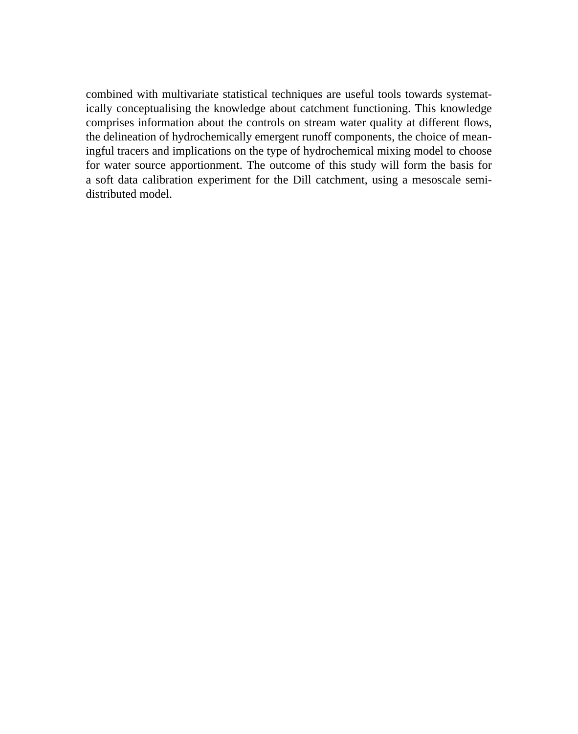combined with multivariate statistical techniques are useful tools towards systematically conceptualising the knowledge about catchment functioning. This knowledge comprises information about the controls on stream water quality at different flows, the delineation of hydrochemically emergent runoff components, the choice of meaningful tracers and implications on the type of hydrochemical mixing model to choose for water source apportionment. The outcome of this study will form the basis for a soft data calibration experiment for the Dill catchment, using a mesoscale semi-distributed model.